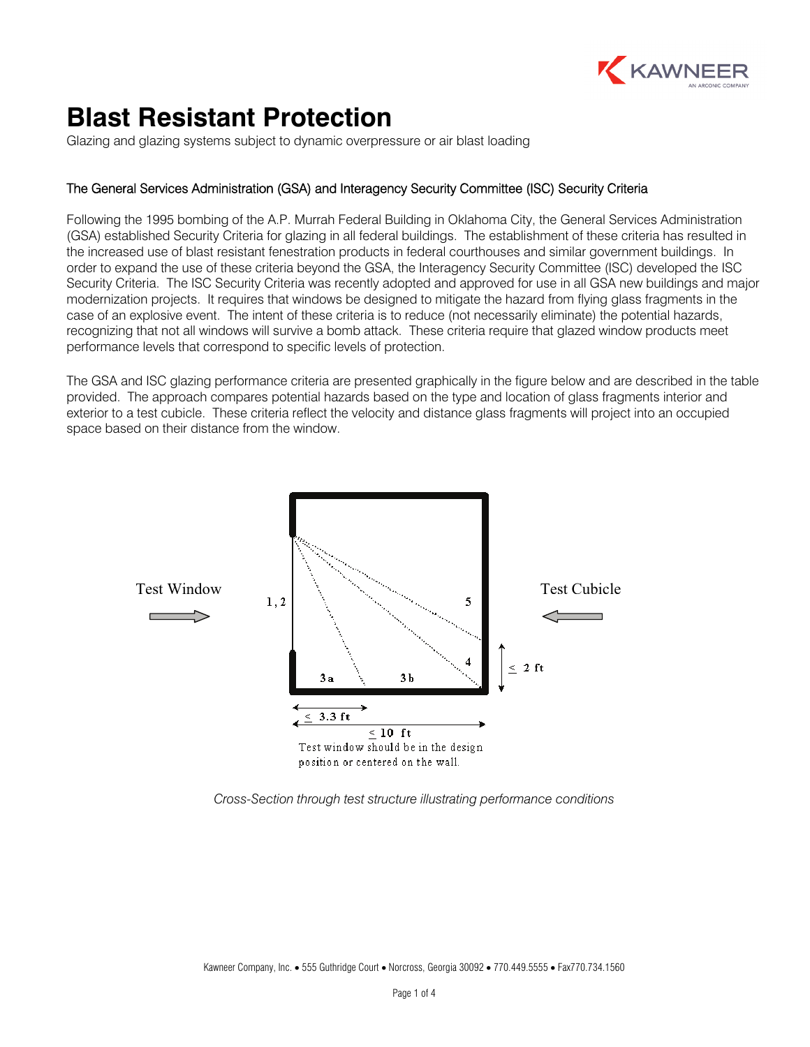# Blast Resistant Protection

Glazing and glazing systems subject to dynamic overpressure or air blast loading

### The General Services Administration (GSA) and Interagency Security Committee (ISC) Security Criteria

Following the 1995 bombing of the A.P. Murrah Federal Building in Oklahoma City, the General Services Administration (GSA) established Security Criteria for glazing in all federal buildings. The establishment of these criteria has resulted in the increased use of blast resistant fenestration products in federal courthouses and similar government buildings. In order to expand the use of these criteria beyond the GSA, the Interagency Security Committee (ISC) developed the ISC Security Criteria. The ISC Security Criteria was recently adopted and approved for use in all GSA new buildings and major modernization projects. It requires that windows be designed to mitigate the hazard from flying glass fragments in the case of an explosive event. The intent of these criteria is to reduce (not necessarily eliminate) the potential hazards, recognizing that not all windows will survive a bomb attack. These criteria require that glazed window products meet performance levels that correspond to specific levels of protection.

The GSA and ISC glazing performance criteria are presented graphically in the figure below and are described in the table provided. The approach compares potential hazards based on the type and location of glass fragments interior and exterior to a test cubicle. These criteria reflect the velocity and distance glass fragments will project into an occupied space based on their distance from the window.

Test Window

Test Cubicle

1, 2

5

4

3a

3b

≤ 2 ft

≤ 3.3 ft

≤ 10 ft

Test window should be in the design position or centered on the wall.

*Cross-Section through test structure illustrating performance conditions*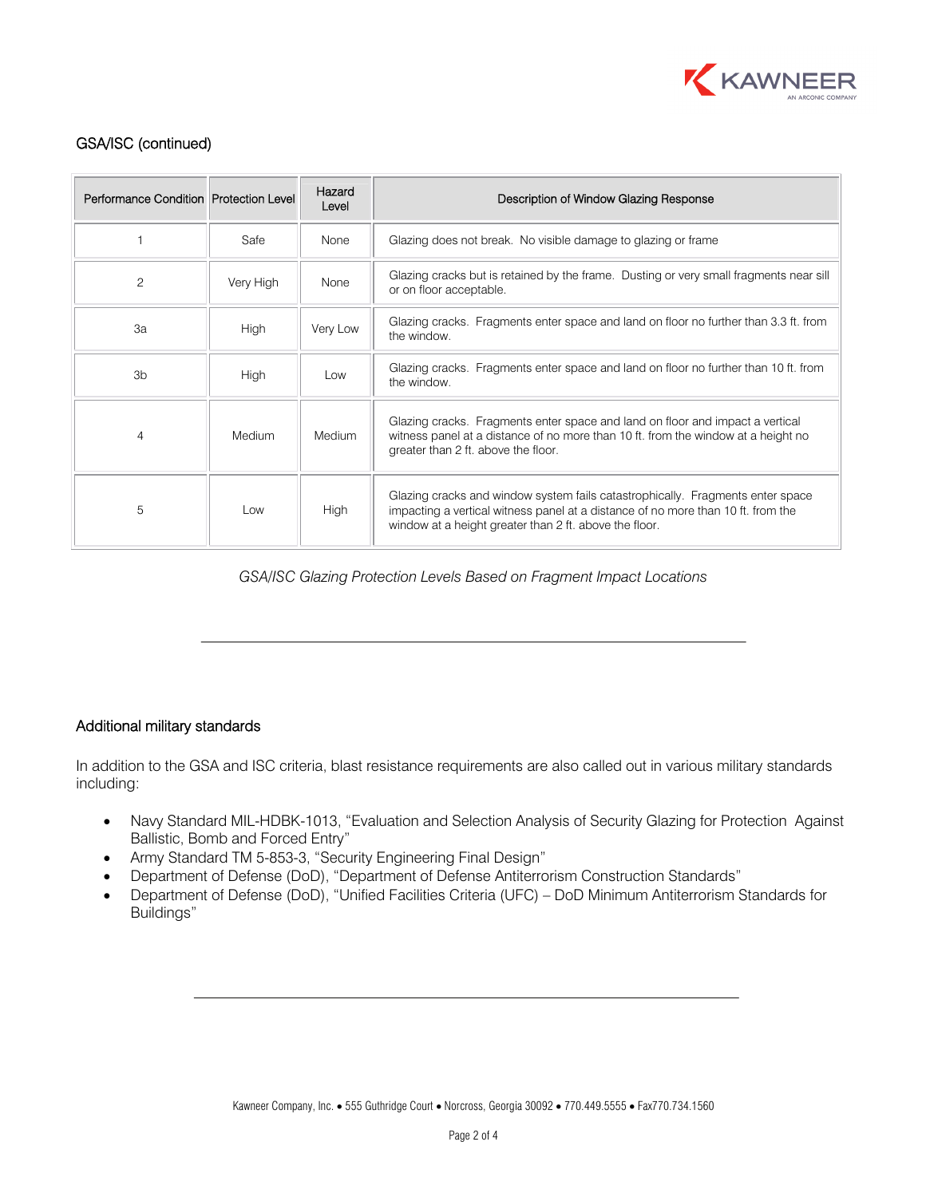## GSA/ISC (continued)

| Performance Condition | Protection Level | Hazard Level | Description of Window Glazing Response |
| --- | --- | --- | --- |
| 1 | Safe | None | Glazing does not break. No visible damage to glazing or frame |
| 2 | Very High | None | Glazing cracks but is retained by the frame. Dusting or very small fragments near sill or on floor acceptable. |
| 3a | High | Very Low | Glazing cracks. Fragments enter space and land on floor no further than 3.3 ft. from the window. |
| 3b | High | Low | Glazing cracks. Fragments enter space and land on floor no further than 10 ft. from the window. |
| 4 | Medium | Medium | Glazing cracks. Fragments enter space and land on floor and impact a vertical witness panel at a distance of no more than 10 ft. from the window at a height no greater than 2 ft. above the floor. |
| 5 | Low | High | Glazing cracks and window system fails catastrophically. Fragments enter space impacting a vertical witness panel at a distance of no more than 10 ft. from the window at a height greater than 2 ft. above the floor. |

*GSA/ISC Glazing Protection Levels Based on Fragment Impact Locations*

---

## Additional military standards

In addition to the GSA and ISC criteria, blast resistance requirements are also called out in various military standards including:

- Navy Standard MIL-HDBK-1013, "Evaluation and Selection Analysis of Security Glazing for Protection Against Ballistic, Bomb and Forced Entry"
- Army Standard TM 5-853-3, "Security Engineering Final Design"
- Department of Defense (DoD), "Department of Defense Antiterrorism Construction Standards"
- Department of Defense (DoD), "Unified Facilities Criteria (UFC) – DoD Minimum Antiterrorism Standards for Buildings"

---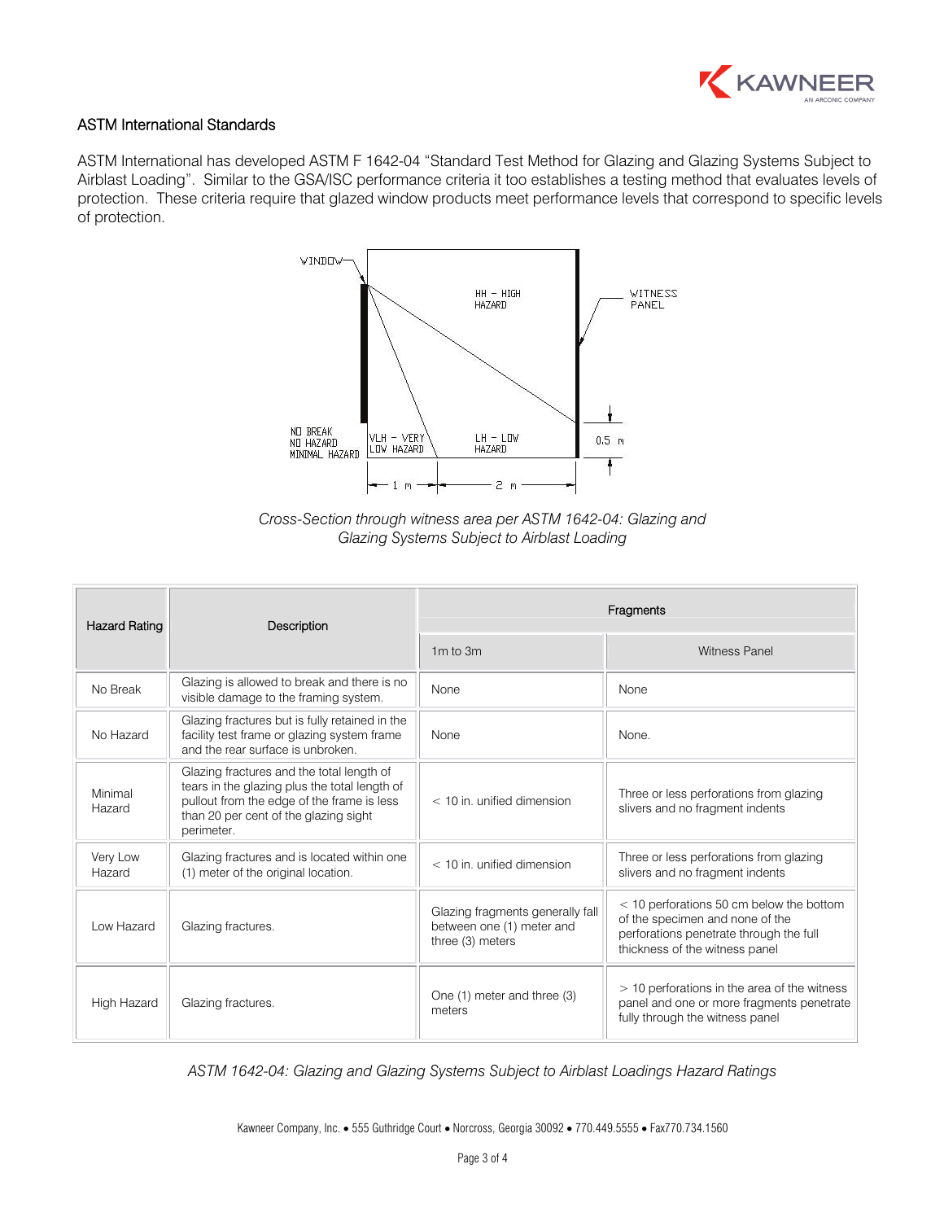## ASTM International Standards

ASTM International has developed ASTM F 1642-04 "Standard Test Method for Glazing and Glazing Systems Subject to Airblast Loading". Similar to the GSA/ISC performance criteria it too establishes a testing method that evaluates levels of protection. These criteria require that glazed window products meet performance levels that correspond to specific levels of protection.

*Cross-Section through witness area per ASTM 1642-04: Glazing and Glazing Systems Subject to Airblast Loading*

| Hazard Rating | Description | Fragments | |
|---|---|---|---|
| | | 1m to 3m | Witness Panel |
| No Break | Glazing is allowed to break and there is no visible damage to the framing system. | None | None |
| No Hazard | Glazing fractures but is fully retained in the facility test frame or glazing system frame and the rear surface is unbroken. | None | None. |
| Minimal Hazard | Glazing fractures and the total length of tears in the glazing plus the total length of pullout from the edge of the frame is less than 20 per cent of the glazing sight perimeter. | < 10 in. unified dimension | Three or less perforations from glazing slivers and no fragment indents |
| Very Low Hazard | Glazing fractures and is located within one (1) meter of the original location. | < 10 in. unified dimension | Three or less perforations from glazing slivers and no fragment indents |
| Low Hazard | Glazing fractures. | Glazing fragments generally fall between one (1) meter and three (3) meters | < 10 perforations 50 cm below the bottom of the specimen and none of the perforations penetrate through the full thickness of the witness panel |
| High Hazard | Glazing fractures. | One (1) meter and three (3) meters | > 10 perforations in the area of the witness panel and one or more fragments penetrate fully through the witness panel |

*ASTM 1642-04: Glazing and Glazing Systems Subject to Airblast Loadings Hazard Ratings*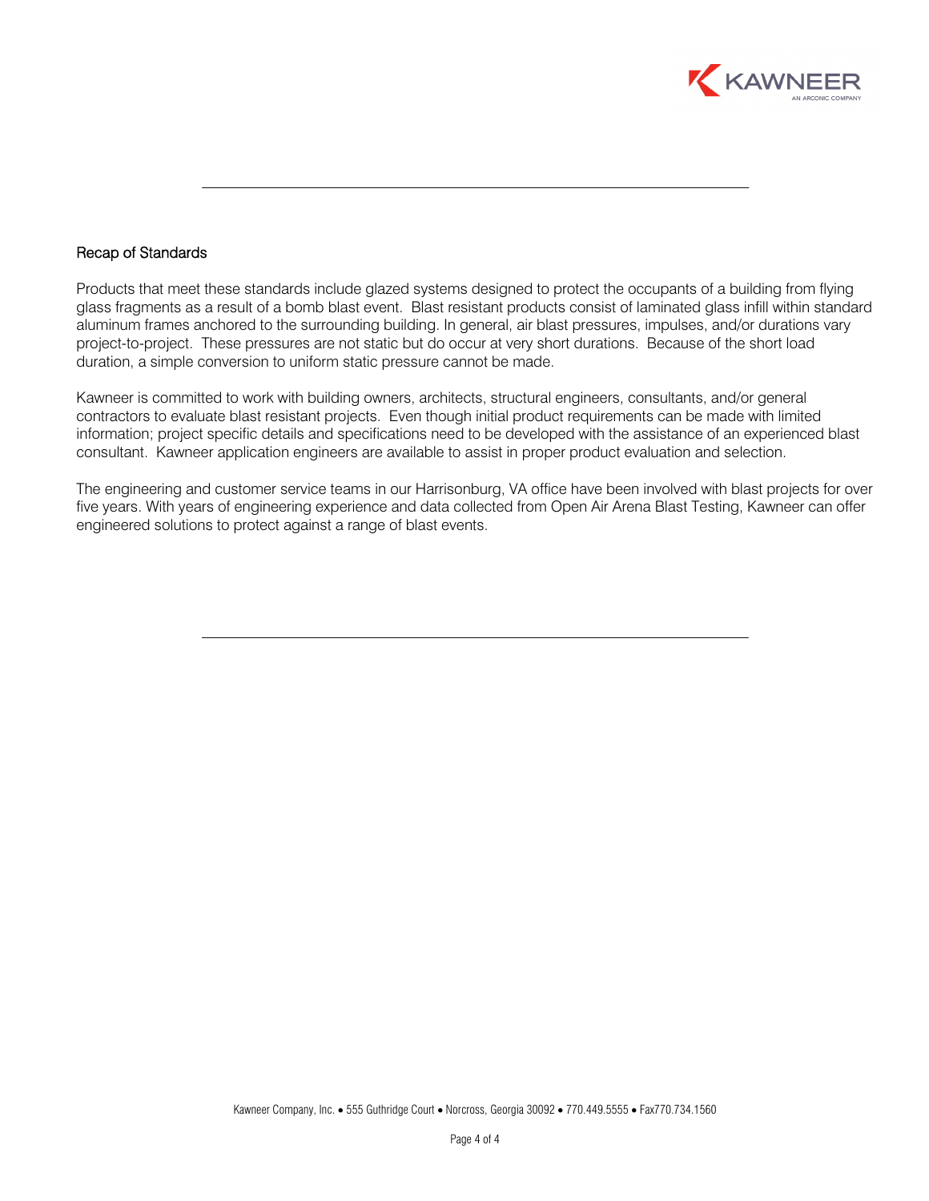## Recap of Standards

Products that meet these standards include glazed systems designed to protect the occupants of a building from flying glass fragments as a result of a bomb blast event. Blast resistant products consist of laminated glass infill within standard aluminum frames anchored to the surrounding building. In general, air blast pressures, impulses, and/or durations vary project-to-project. These pressures are not static but do occur at very short durations. Because of the short load duration, a simple conversion to uniform static pressure cannot be made.

Kawneer is committed to work with building owners, architects, structural engineers, consultants, and/or general contractors to evaluate blast resistant projects. Even though initial product requirements can be made with limited information; project specific details and specifications need to be developed with the assistance of an experienced blast consultant. Kawneer application engineers are available to assist in proper product evaluation and selection.

The engineering and customer service teams in our Harrisonburg, VA office have been involved with blast projects for over five years. With years of engineering experience and data collected from Open Air Arena Blast Testing, Kawneer can offer engineered solutions to protect against a range of blast events.